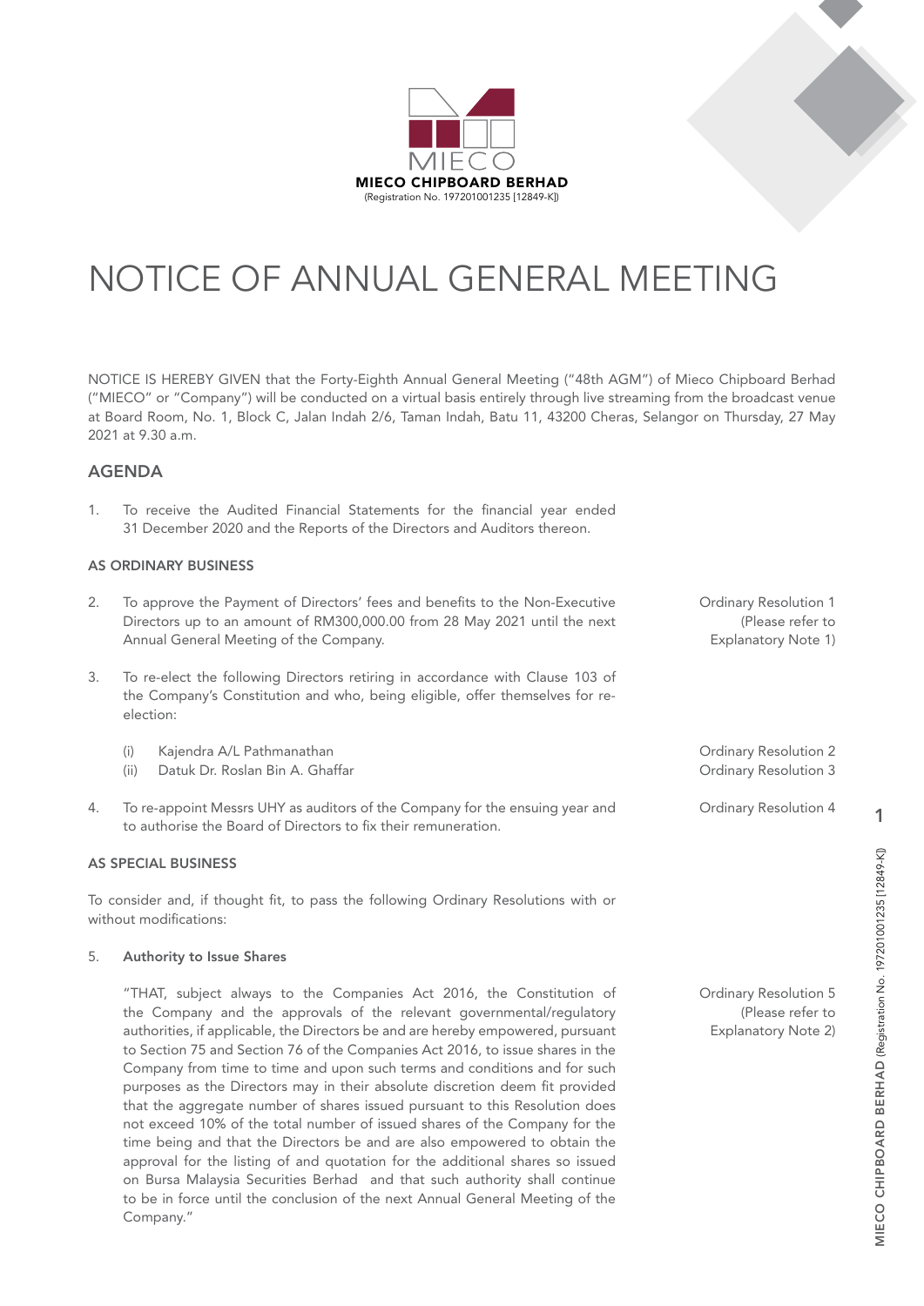**MIECO CHIPBOARD BERHAD**
(Registration No. 197201001235 [12849-K])

# NOTICE OF ANNUAL GENERAL MEETING

NOTICE IS HEREBY GIVEN that the Forty-Eighth Annual General Meeting ("48th AGM") of Mieco Chipboard Berhad ("MIECO" or "Company") will be conducted on a virtual basis entirely through live streaming from the broadcast venue at Board Room, No. 1, Block C, Jalan Indah 2/6, Taman Indah, Batu 11, 43200 Cheras, Selangor on Thursday, 27 May 2021 at 9.30 a.m.

## AGENDA

1. To receive the Audited Financial Statements for the financial year ended 31 December 2020 and the Reports of the Directors and Auditors thereon.

### AS ORDINARY BUSINESS

2. To approve the Payment of Directors' fees and benefits to the Non-Executive Directors up to an amount of RM300,000.00 from 28 May 2021 until the next Annual General Meeting of the Company. — **Ordinary Resolution 1** (Please refer to Explanatory Note 1)

3. To re-elect the following Directors retiring in accordance with Clause 103 of the Company's Constitution and who, being eligible, offer themselves for re-election:

   (i) Kajendra A/L Pathmanathan — **Ordinary Resolution 2**
   (ii) Datuk Dr. Roslan Bin A. Ghaffar — **Ordinary Resolution 3**

4. To re-appoint Messrs UHY as auditors of the Company for the ensuing year and to authorise the Board of Directors to fix their remuneration. — **Ordinary Resolution 4**

### AS SPECIAL BUSINESS

To consider and, if thought fit, to pass the following Ordinary Resolutions with or without modifications:

5. **Authority to Issue Shares** — **Ordinary Resolution 5** (Please refer to Explanatory Note 2)

   "THAT, subject always to the Companies Act 2016, the Constitution of the Company and the approvals of the relevant governmental/regulatory authorities, if applicable, the Directors be and are hereby empowered, pursuant to Section 75 and Section 76 of the Companies Act 2016, to issue shares in the Company from time to time and upon such terms and conditions and for such purposes as the Directors may in their absolute discretion deem fit provided that the aggregate number of shares issued pursuant to this Resolution does not exceed 10% of the total number of issued shares of the Company for the time being and that the Directors be and are also empowered to obtain the approval for the listing of and quotation for the additional shares so issued on Bursa Malaysia Securities Berhad and that such authority shall continue to be in force until the conclusion of the next Annual General Meeting of the Company."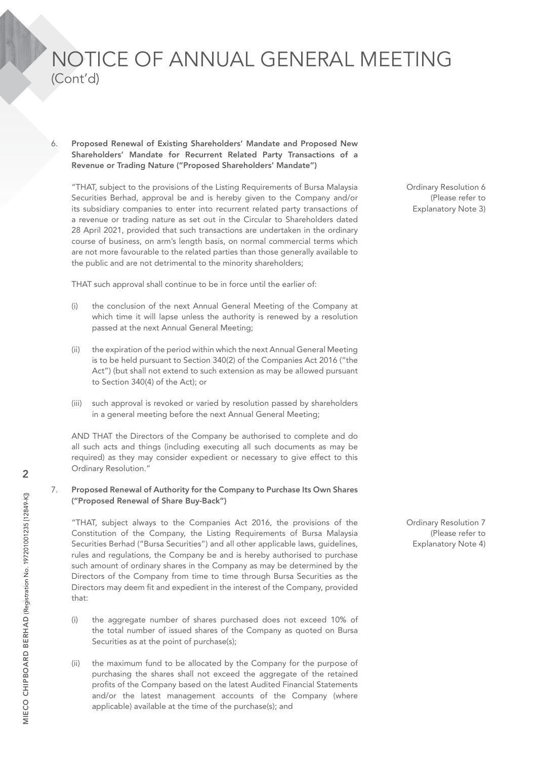# NOTICE OF ANNUAL GENERAL MEETING
(Cont'd)

6. **Proposed Renewal of Existing Shareholders' Mandate and Proposed New Shareholders' Mandate for Recurrent Related Party Transactions of a Revenue or Trading Nature ("Proposed Shareholders' Mandate")**

   Ordinary Resolution 6
   (Please refer to Explanatory Note 3)

   "THAT, subject to the provisions of the Listing Requirements of Bursa Malaysia Securities Berhad, approval be and is hereby given to the Company and/or its subsidiary companies to enter into recurrent related party transactions of a revenue or trading nature as set out in the Circular to Shareholders dated 28 April 2021, provided that such transactions are undertaken in the ordinary course of business, on arm's length basis, on normal commercial terms which are not more favourable to the related parties than those generally available to the public and are not detrimental to the minority shareholders;

   THAT such approval shall continue to be in force until the earlier of:

   (i) the conclusion of the next Annual General Meeting of the Company at which time it will lapse unless the authority is renewed by a resolution passed at the next Annual General Meeting;

   (ii) the expiration of the period within which the next Annual General Meeting is to be held pursuant to Section 340(2) of the Companies Act 2016 ("the Act") (but shall not extend to such extension as may be allowed pursuant to Section 340(4) of the Act); or

   (iii) such approval is revoked or varied by resolution passed by shareholders in a general meeting before the next Annual General Meeting;

   AND THAT the Directors of the Company be authorised to complete and do all such acts and things (including executing all such documents as may be required) as they may consider expedient or necessary to give effect to this Ordinary Resolution."

7. **Proposed Renewal of Authority for the Company to Purchase Its Own Shares ("Proposed Renewal of Share Buy-Back")**

   Ordinary Resolution 7
   (Please refer to Explanatory Note 4)

   "THAT, subject always to the Companies Act 2016, the provisions of the Constitution of the Company, the Listing Requirements of Bursa Malaysia Securities Berhad ("Bursa Securities") and all other applicable laws, guidelines, rules and regulations, the Company be and is hereby authorised to purchase such amount of ordinary shares in the Company as may be determined by the Directors of the Company from time to time through Bursa Securities as the Directors may deem fit and expedient in the interest of the Company, provided that:

   (i) the aggregate number of shares purchased does not exceed 10% of the total number of issued shares of the Company as quoted on Bursa Securities as at the point of purchase(s);

   (ii) the maximum fund to be allocated by the Company for the purpose of purchasing the shares shall not exceed the aggregate of the retained profits of the Company based on the latest Audited Financial Statements and/or the latest management accounts of the Company (where applicable) available at the time of the purchase(s); and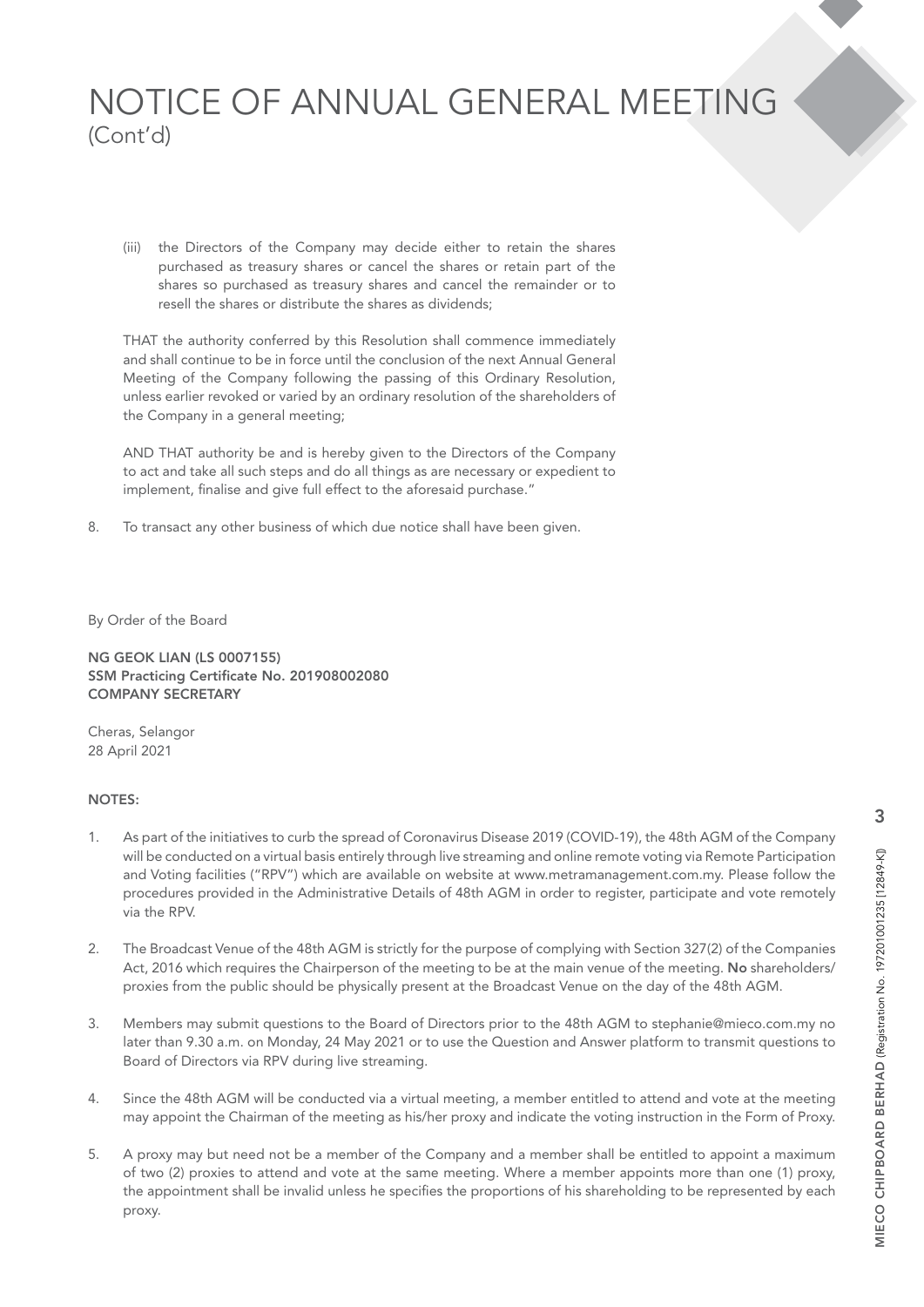# NOTICE OF ANNUAL GENERAL MEETING
(Cont'd)

(iii) the Directors of the Company may decide either to retain the shares purchased as treasury shares or cancel the shares or retain part of the shares so purchased as treasury shares and cancel the remainder or to resell the shares or distribute the shares as dividends;

THAT the authority conferred by this Resolution shall commence immediately and shall continue to be in force until the conclusion of the next Annual General Meeting of the Company following the passing of this Ordinary Resolution, unless earlier revoked or varied by an ordinary resolution of the shareholders of the Company in a general meeting;

AND THAT authority be and is hereby given to the Directors of the Company to act and take all such steps and do all things as are necessary or expedient to implement, finalise and give full effect to the aforesaid purchase."

8. To transact any other business of which due notice shall have been given.

By Order of the Board

**NG GEOK LIAN (LS 0007155)**
**SSM Practicing Certificate No. 201908002080**
**COMPANY SECRETARY**

Cheras, Selangor
28 April 2021

**NOTES:**

1. As part of the initiatives to curb the spread of Coronavirus Disease 2019 (COVID-19), the 48th AGM of the Company will be conducted on a virtual basis entirely through live streaming and online remote voting via Remote Participation and Voting facilities ("RPV") which are available on website at www.metramanagement.com.my. Please follow the procedures provided in the Administrative Details of 48th AGM in order to register, participate and vote remotely via the RPV.

2. The Broadcast Venue of the 48th AGM is strictly for the purpose of complying with Section 327(2) of the Companies Act, 2016 which requires the Chairperson of the meeting to be at the main venue of the meeting. **No** shareholders/ proxies from the public should be physically present at the Broadcast Venue on the day of the 48th AGM.

3. Members may submit questions to the Board of Directors prior to the 48th AGM to stephanie@mieco.com.my no later than 9.30 a.m. on Monday, 24 May 2021 or to use the Question and Answer platform to transmit questions to Board of Directors via RPV during live streaming.

4. Since the 48th AGM will be conducted via a virtual meeting, a member entitled to attend and vote at the meeting may appoint the Chairman of the meeting as his/her proxy and indicate the voting instruction in the Form of Proxy.

5. A proxy may but need not be a member of the Company and a member shall be entitled to appoint a maximum of two (2) proxies to attend and vote at the same meeting. Where a member appoints more than one (1) proxy, the appointment shall be invalid unless he specifies the proportions of his shareholding to be represented by each proxy.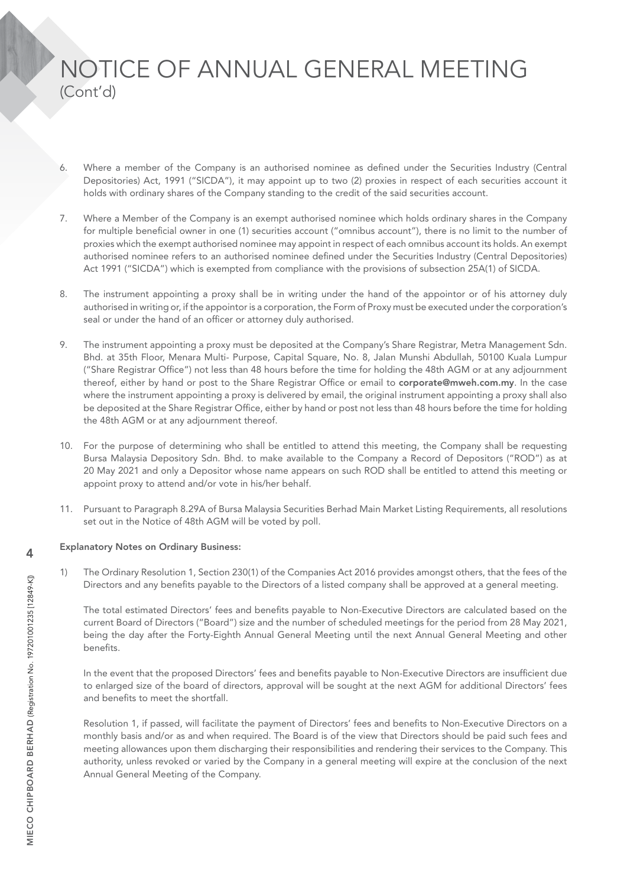# NOTICE OF ANNUAL GENERAL MEETING
(Cont'd)

6. Where a member of the Company is an authorised nominee as defined under the Securities Industry (Central Depositories) Act, 1991 ("SICDA"), it may appoint up to two (2) proxies in respect of each securities account it holds with ordinary shares of the Company standing to the credit of the said securities account.

7. Where a Member of the Company is an exempt authorised nominee which holds ordinary shares in the Company for multiple beneficial owner in one (1) securities account ("omnibus account"), there is no limit to the number of proxies which the exempt authorised nominee may appoint in respect of each omnibus account its holds. An exempt authorised nominee refers to an authorised nominee defined under the Securities Industry (Central Depositories) Act 1991 ("SICDA") which is exempted from compliance with the provisions of subsection 25A(1) of SICDA.

8. The instrument appointing a proxy shall be in writing under the hand of the appointor or of his attorney duly authorised in writing or, if the appointor is a corporation, the Form of Proxy must be executed under the corporation's seal or under the hand of an officer or attorney duly authorised.

9. The instrument appointing a proxy must be deposited at the Company's Share Registrar, Metra Management Sdn. Bhd. at 35th Floor, Menara Multi- Purpose, Capital Square, No. 8, Jalan Munshi Abdullah, 50100 Kuala Lumpur ("Share Registrar Office") not less than 48 hours before the time for holding the 48th AGM or at any adjournment thereof, either by hand or post to the Share Registrar Office or email to **corporate@mweh.com.my**. In the case where the instrument appointing a proxy is delivered by email, the original instrument appointing a proxy shall also be deposited at the Share Registrar Office, either by hand or post not less than 48 hours before the time for holding the 48th AGM or at any adjournment thereof.

10. For the purpose of determining who shall be entitled to attend this meeting, the Company shall be requesting Bursa Malaysia Depository Sdn. Bhd. to make available to the Company a Record of Depositors ("ROD") as at 20 May 2021 and only a Depositor whose name appears on such ROD shall be entitled to attend this meeting or appoint proxy to attend and/or vote in his/her behalf.

11. Pursuant to Paragraph 8.29A of Bursa Malaysia Securities Berhad Main Market Listing Requirements, all resolutions set out in the Notice of 48th AGM will be voted by poll.

**Explanatory Notes on Ordinary Business:**

1) The Ordinary Resolution 1, Section 230(1) of the Companies Act 2016 provides amongst others, that the fees of the Directors and any benefits payable to the Directors of a listed company shall be approved at a general meeting.

   The total estimated Directors' fees and benefits payable to Non-Executive Directors are calculated based on the current Board of Directors ("Board") size and the number of scheduled meetings for the period from 28 May 2021, being the day after the Forty-Eighth Annual General Meeting until the next Annual General Meeting and other benefits.

   In the event that the proposed Directors' fees and benefits payable to Non-Executive Directors are insufficient due to enlarged size of the board of directors, approval will be sought at the next AGM for additional Directors' fees and benefits to meet the shortfall.

   Resolution 1, if passed, will facilitate the payment of Directors' fees and benefits to Non-Executive Directors on a monthly basis and/or as and when required. The Board is of the view that Directors should be paid such fees and meeting allowances upon them discharging their responsibilities and rendering their services to the Company. This authority, unless revoked or varied by the Company in a general meeting will expire at the conclusion of the next Annual General Meeting of the Company.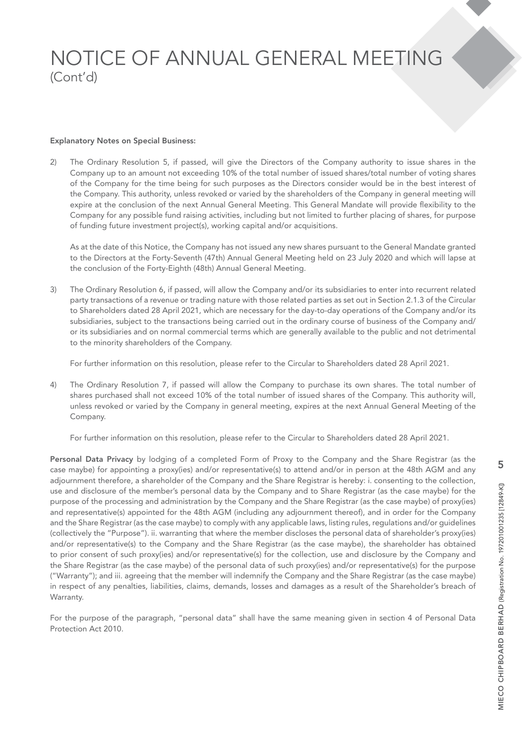# NOTICE OF ANNUAL GENERAL MEETING
(Cont'd)

**Explanatory Notes on Special Business:**

2) The Ordinary Resolution 5, if passed, will give the Directors of the Company authority to issue shares in the Company up to an amount not exceeding 10% of the total number of issued shares/total number of voting shares of the Company for the time being for such purposes as the Directors consider would be in the best interest of the Company. This authority, unless revoked or varied by the shareholders of the Company in general meeting will expire at the conclusion of the next Annual General Meeting. This General Mandate will provide flexibility to the Company for any possible fund raising activities, including but not limited to further placing of shares, for purpose of funding future investment project(s), working capital and/or acquisitions.

   As at the date of this Notice, the Company has not issued any new shares pursuant to the General Mandate granted to the Directors at the Forty-Seventh (47th) Annual General Meeting held on 23 July 2020 and which will lapse at the conclusion of the Forty-Eighth (48th) Annual General Meeting.

3) The Ordinary Resolution 6, if passed, will allow the Company and/or its subsidiaries to enter into recurrent related party transactions of a revenue or trading nature with those related parties as set out in Section 2.1.3 of the Circular to Shareholders dated 28 April 2021, which are necessary for the day-to-day operations of the Company and/or its subsidiaries, subject to the transactions being carried out in the ordinary course of business of the Company and/or its subsidiaries and on normal commercial terms which are generally available to the public and not detrimental to the minority shareholders of the Company.

   For further information on this resolution, please refer to the Circular to Shareholders dated 28 April 2021.

4) The Ordinary Resolution 7, if passed will allow the Company to purchase its own shares. The total number of shares purchased shall not exceed 10% of the total number of issued shares of the Company. This authority will, unless revoked or varied by the Company in general meeting, expires at the next Annual General Meeting of the Company.

   For further information on this resolution, please refer to the Circular to Shareholders dated 28 April 2021.

**Personal Data Privacy** by lodging of a completed Form of Proxy to the Company and the Share Registrar (as the case maybe) for appointing a proxy(ies) and/or representative(s) to attend and/or in person at the 48th AGM and any adjournment therefore, a shareholder of the Company and the Share Registrar is hereby: i. consenting to the collection, use and disclosure of the member's personal data by the Company and to Share Registrar (as the case maybe) for the purpose of the processing and administration by the Company and the Share Registrar (as the case maybe) of proxy(ies) and representative(s) appointed for the 48th AGM (including any adjournment thereof), and in order for the Company and the Share Registrar (as the case maybe) to comply with any applicable laws, listing rules, regulations and/or guidelines (collectively the "Purpose"). ii. warranting that where the member discloses the personal data of shareholder's proxy(ies) and/or representative(s) to the Company and the Share Registrar (as the case maybe), the shareholder has obtained to prior consent of such proxy(ies) and/or representative(s) for the collection, use and disclosure by the Company and the Share Registrar (as the case maybe) of the personal data of such proxy(ies) and/or representative(s) for the purpose ("Warranty"); and iii. agreeing that the member will indemnify the Company and the Share Registrar (as the case maybe) in respect of any penalties, liabilities, claims, demands, losses and damages as a result of the Shareholder's breach of Warranty.

For the purpose of the paragraph, "personal data" shall have the same meaning given in section 4 of Personal Data Protection Act 2010.